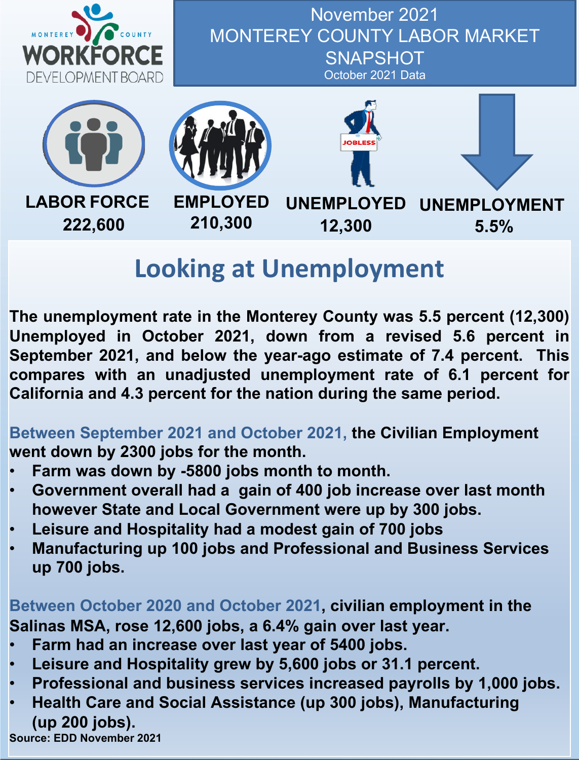MONTEREY COUNTY WORKFORCE DEVELOPMENT BOARD

# November 2021 MONTEREY COUNTY LABOR MARKET SNAPSHOT

October 2021 Data

**LABOR FORCE** 222,600

**EMPLOYED** 210,300

**UNEMPLOYED** 12,300

**UNEMPLOYMENT** 5.5%

## Looking at Unemployment

**The unemployment rate in the Monterey County was 5.5 percent (12,300) Unemployed in October 2021, down from a revised 5.6 percent in September 2021, and below the year-ago estimate of 7.4 percent. This compares with an unadjusted unemployment rate of 6.1 percent for California and 4.3 percent for the nation during the same period.**

**Between September 2021 and October 2021, the Civilian Employment went down by 2300 jobs for the month.**

- **Farm was down by -5800 jobs month to month.**
- **Government overall had a gain of 400 job increase over last month however State and Local Government were up by 300 jobs.**
- **Leisure and Hospitality had a modest gain of 700 jobs**
- **Manufacturing up 100 jobs and Professional and Business Services up 700 jobs.**

**Between October 2020 and October 2021, civilian employment in the Salinas MSA, rose 12,600 jobs, a 6.4% gain over last year.**

- **Farm had an increase over last year of 5400 jobs.**
- **Leisure and Hospitality grew by 5,600 jobs or 31.1 percent.**
- **Professional and business services increased payrolls by 1,000 jobs.**
- **Health Care and Social Assistance (up 300 jobs), Manufacturing (up 200 jobs).**

**Source: EDD November 2021**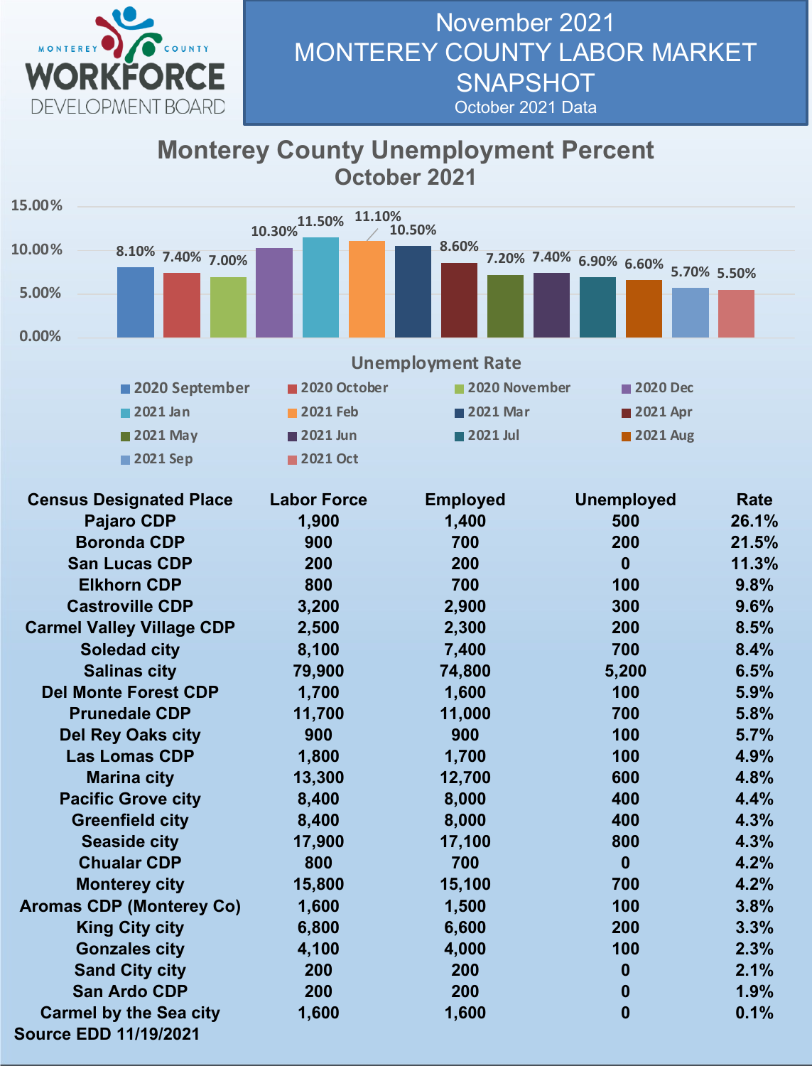# November 2021 MONTEREY COUNTY LABOR MARKET SNAPSHOT

October 2021 Data

## Monterey County Unemployment Percent October 2021

| Month | Unemployment Rate |
|---|---|
| 2020 September | 8.10% |
| 2020 October | 7.40% |
| 2020 November | 7.00% |
| 2020 Dec | 10.30% |
| 2021 Jan | 11.50% |
| 2021 Feb | 11.10% |
| 2021 Mar | 10.50% |
| 2021 Apr | 8.60% |
| 2021 May | 7.20% |
| 2021 Jun | 7.40% |
| 2021 Jul | 6.90% |
| 2021 Aug | 6.60% |
| 2021 Sep | 5.70% |
| 2021 Oct | 5.50% |

| Census Designated Place | Labor Force | Employed | Unemployed | Rate |
|---|---|---|---|---|
| Pajaro CDP | 1,900 | 1,400 | 500 | 26.1% |
| Boronda CDP | 900 | 700 | 200 | 21.5% |
| San Lucas CDP | 200 | 200 | 0 | 11.3% |
| Elkhorn CDP | 800 | 700 | 100 | 9.8% |
| Castroville CDP | 3,200 | 2,900 | 300 | 9.6% |
| Carmel Valley Village CDP | 2,500 | 2,300 | 200 | 8.5% |
| Soledad city | 8,100 | 7,400 | 700 | 8.4% |
| Salinas city | 79,900 | 74,800 | 5,200 | 6.5% |
| Del Monte Forest CDP | 1,700 | 1,600 | 100 | 5.9% |
| Prunedale CDP | 11,700 | 11,000 | 700 | 5.8% |
| Del Rey Oaks city | 900 | 900 | 100 | 5.7% |
| Las Lomas CDP | 1,800 | 1,700 | 100 | 4.9% |
| Marina city | 13,300 | 12,700 | 600 | 4.8% |
| Pacific Grove city | 8,400 | 8,000 | 400 | 4.4% |
| Greenfield city | 8,400 | 8,000 | 400 | 4.3% |
| Seaside city | 17,900 | 17,100 | 800 | 4.3% |
| Chualar CDP | 800 | 700 | 0 | 4.2% |
| Monterey city | 15,800 | 15,100 | 700 | 4.2% |
| Aromas CDP (Monterey Co) | 1,600 | 1,500 | 100 | 3.8% |
| King City city | 6,800 | 6,600 | 200 | 3.3% |
| Gonzales city | 4,100 | 4,000 | 100 | 2.3% |
| Sand City city | 200 | 200 | 0 | 2.1% |
| San Ardo CDP | 200 | 200 | 0 | 1.9% |
| Carmel by the Sea city | 1,600 | 1,600 | 0 | 0.1% |

Source EDD 11/19/2021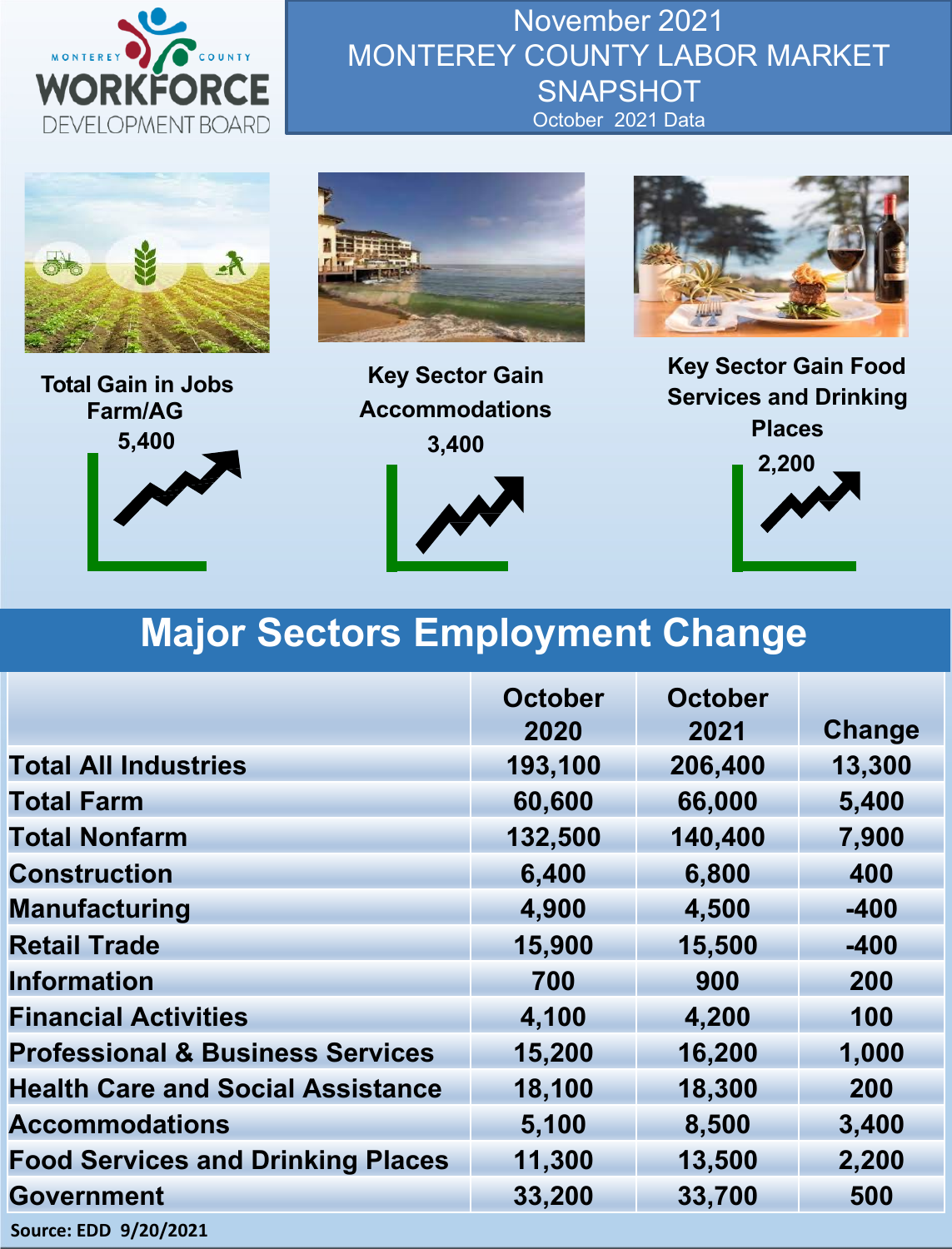MONTEREY COUNTY WORKFORCE DEVELOPMENT BOARD

# November 2021 MONTEREY COUNTY LABOR MARKET SNAPSHOT

October 2021 Data

**Total Gain in Jobs Farm/AG**
**5,400**

**Key Sector Gain Accommodations**
**3,400**

**Key Sector Gain Food Services and Drinking Places**
**2,200**

## Major Sectors Employment Change

| | October 2020 | October 2021 | Change |
|---|---|---|---|
| Total All Industries | 193,100 | 206,400 | 13,300 |
| Total Farm | 60,600 | 66,000 | 5,400 |
| Total Nonfarm | 132,500 | 140,400 | 7,900 |
| Construction | 6,400 | 6,800 | 400 |
| Manufacturing | 4,900 | 4,500 | -400 |
| Retail Trade | 15,900 | 15,500 | -400 |
| Information | 700 | 900 | 200 |
| Financial Activities | 4,100 | 4,200 | 100 |
| Professional & Business Services | 15,200 | 16,200 | 1,000 |
| Health Care and Social Assistance | 18,100 | 18,300 | 200 |
| Accommodations | 5,100 | 8,500 | 3,400 |
| Food Services and Drinking Places | 11,300 | 13,500 | 2,200 |
| Government | 33,200 | 33,700 | 500 |

Source: EDD 9/20/2021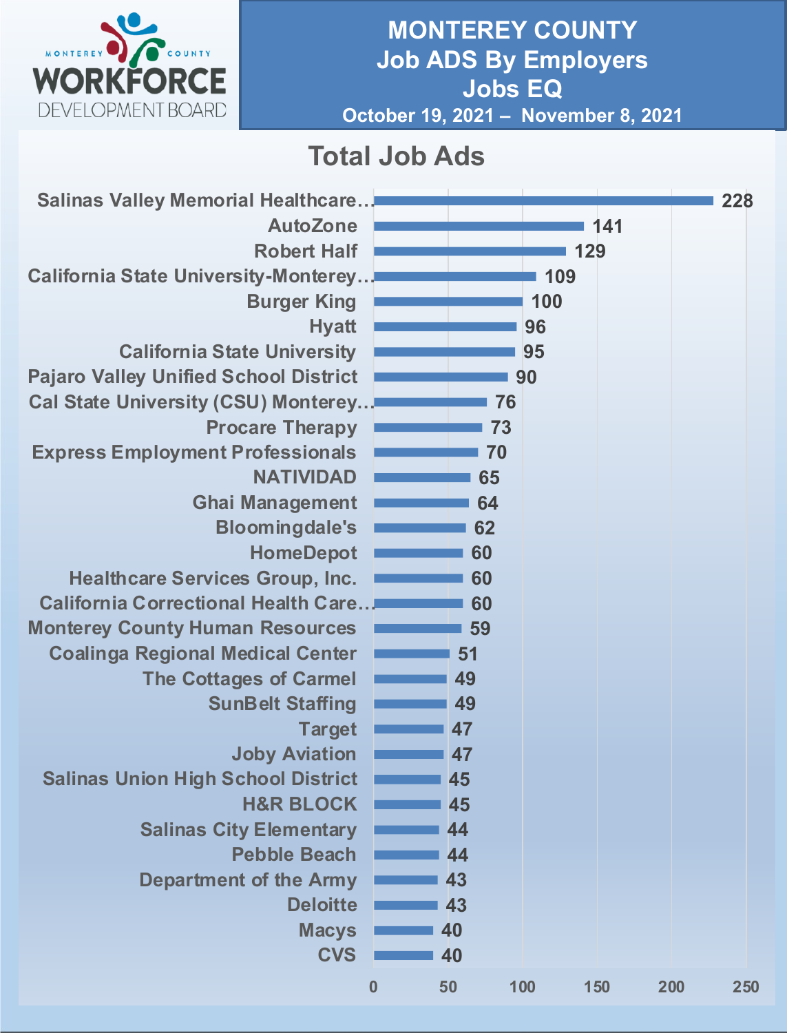# MONTEREY COUNTY
## Job ADS By Employers
## Jobs EQ
### October 19, 2021 – November 8, 2021

## Total Job Ads

| Employer | Total Job Ads |
|---|---|
| Salinas Valley Memorial Healthcare… | 228 |
| AutoZone | 141 |
| Robert Half | 129 |
| California State University-Monterey… | 109 |
| Burger King | 100 |
| Hyatt | 96 |
| California State University | 95 |
| Pajaro Valley Unified School District | 90 |
| Cal State University (CSU) Monterey… | 76 |
| Procare Therapy | 73 |
| Express Employment Professionals | 70 |
| NATIVIDAD | 65 |
| Ghai Management | 64 |
| Bloomingdale's | 62 |
| HomeDepot | 60 |
| Healthcare Services Group, Inc. | 60 |
| California Correctional Health Care… | 60 |
| Monterey County Human Resources | 59 |
| Coalinga Regional Medical Center | 51 |
| The Cottages of Carmel | 49 |
| SunBelt Staffing | 49 |
| Target | 47 |
| Joby Aviation | 47 |
| Salinas Union High School District | 45 |
| H&R BLOCK | 45 |
| Salinas City Elementary | 44 |
| Pebble Beach | 44 |
| Department of the Army | 43 |
| Deloitte | 43 |
| Macys | 40 |
| CVS | 40 |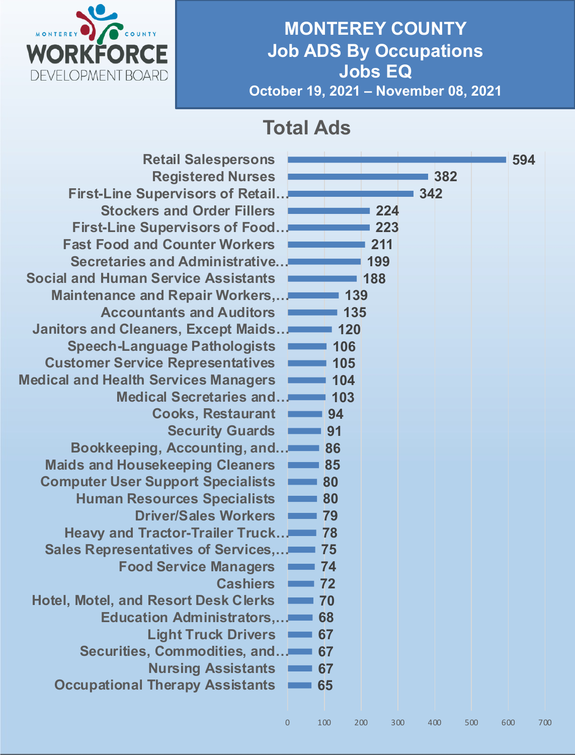# MONTEREY COUNTY
## Job ADS By Occupations
## Jobs EQ
**October 19, 2021 – November 08, 2021**

### Total Ads

| Occupation | Total Ads |
|---|---|
| Retail Salespersons | 594 |
| Registered Nurses | 382 |
| First-Line Supervisors of Retail… | 342 |
| Stockers and Order Fillers | 224 |
| First-Line Supervisors of Food… | 223 |
| Fast Food and Counter Workers | 211 |
| Secretaries and Administrative… | 199 |
| Social and Human Service Assistants | 188 |
| Maintenance and Repair Workers,… | 139 |
| Accountants and Auditors | 135 |
| Janitors and Cleaners, Except Maids… | 120 |
| Speech-Language Pathologists | 106 |
| Customer Service Representatives | 105 |
| Medical and Health Services Managers | 104 |
| Medical Secretaries and… | 103 |
| Cooks, Restaurant | 94 |
| Security Guards | 91 |
| Bookkeeping, Accounting, and… | 86 |
| Maids and Housekeeping Cleaners | 85 |
| Computer User Support Specialists | 80 |
| Human Resources Specialists | 80 |
| Driver/Sales Workers | 79 |
| Heavy and Tractor-Trailer Truck… | 78 |
| Sales Representatives of Services,… | 75 |
| Food Service Managers | 74 |
| Cashiers | 72 |
| Hotel, Motel, and Resort Desk Clerks | 70 |
| Education Administrators,… | 68 |
| Light Truck Drivers | 67 |
| Securities, Commodities, and… | 67 |
| Nursing Assistants | 67 |
| Occupational Therapy Assistants | 65 |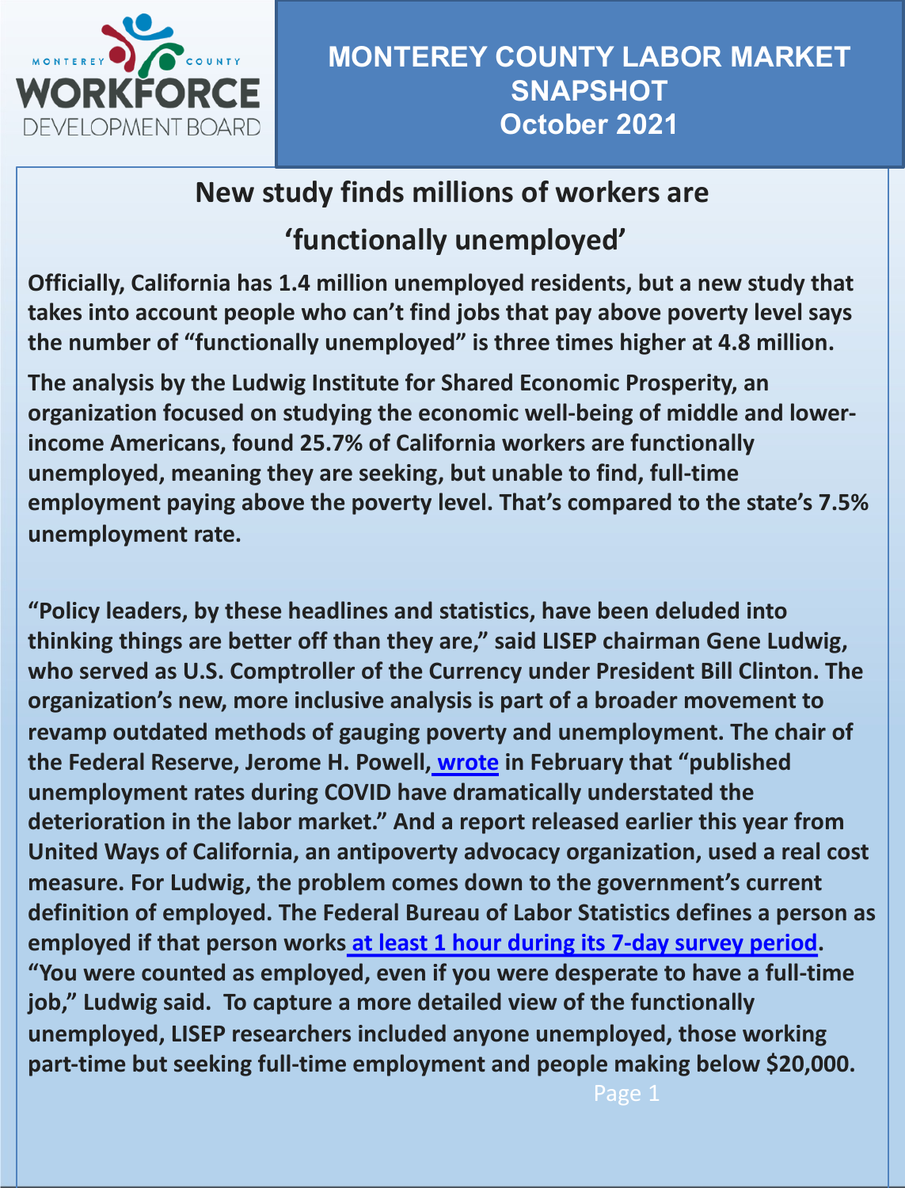MONTEREY COUNTY WORKFORCE DEVELOPMENT BOARD

# MONTEREY COUNTY LABOR MARKET SNAPSHOT
## October 2021

## New study finds millions of workers are 'functionally unemployed'

**Officially, California has 1.4 million unemployed residents, but a new study that takes into account people who can't find jobs that pay above poverty level says the number of "functionally unemployed" is three times higher at 4.8 million.**

**The analysis by the Ludwig Institute for Shared Economic Prosperity, an organization focused on studying the economic well-being of middle and lower-income Americans, found 25.7% of California workers are functionally unemployed, meaning they are seeking, but unable to find, full-time employment paying above the poverty level. That's compared to the state's 7.5% unemployment rate.**

**"Policy leaders, by these headlines and statistics, have been deluded into thinking things are better off than they are," said LISEP chairman Gene Ludwig, who served as U.S. Comptroller of the Currency under President Bill Clinton. The organization's new, more inclusive analysis is part of a broader movement to revamp outdated methods of gauging poverty and unemployment. The chair of the Federal Reserve, Jerome H. Powell, wrote in February that "published unemployment rates during COVID have dramatically understated the deterioration in the labor market." And a report released earlier this year from United Ways of California, an antipoverty advocacy organization, used a real cost measure. For Ludwig, the problem comes down to the government's current definition of employed. The Federal Bureau of Labor Statistics defines a person as employed if that person works at least 1 hour during its 7-day survey period. "You were counted as employed, even if you were desperate to have a full-time job," Ludwig said. To capture a more detailed view of the functionally unemployed, LISEP researchers included anyone unemployed, those working part-time but seeking full-time employment and people making below $20,000.**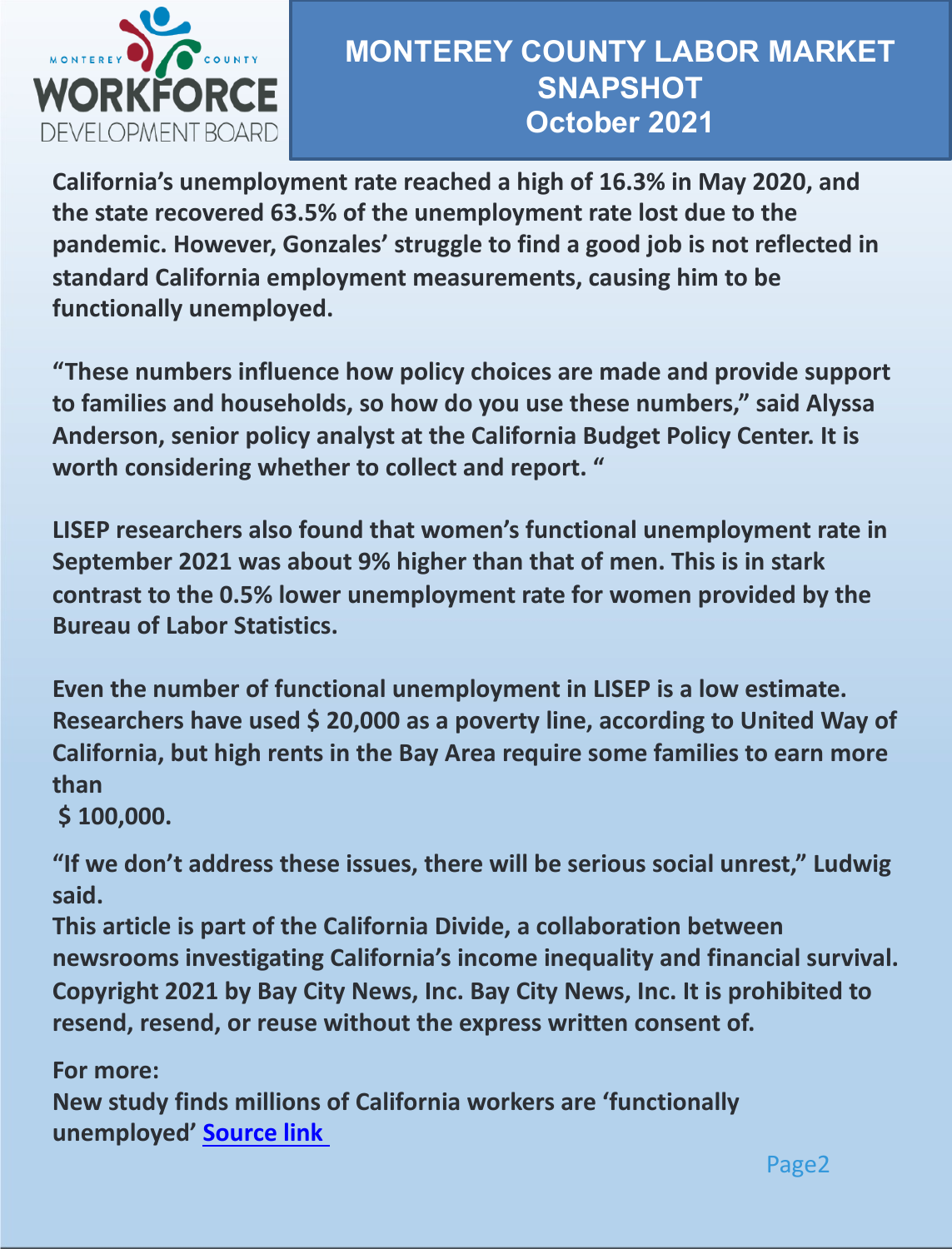# MONTEREY COUNTY LABOR MARKET SNAPSHOT October 2021

**California's unemployment rate reached a high of 16.3% in May 2020, and the state recovered 63.5% of the unemployment rate lost due to the pandemic. However, Gonzales' struggle to find a good job is not reflected in standard California employment measurements, causing him to be functionally unemployed.**

**"These numbers influence how policy choices are made and provide support to families and households, so how do you use these numbers," said Alyssa Anderson, senior policy analyst at the California Budget Policy Center. It is worth considering whether to collect and report. "**

**LISEP researchers also found that women's functional unemployment rate in September 2021 was about 9% higher than that of men. This is in stark contrast to the 0.5% lower unemployment rate for women provided by the Bureau of Labor Statistics.**

**Even the number of functional unemployment in LISEP is a low estimate. Researchers have used $ 20,000 as a poverty line, according to United Way of California, but high rents in the Bay Area require some families to earn more than $ 100,000.**

**"If we don't address these issues, there will be serious social unrest," Ludwig said.**
**This article is part of the California Divide, a collaboration between newsrooms investigating California's income inequality and financial survival. Copyright 2021 by Bay City News, Inc. Bay City News, Inc. It is prohibited to resend, resend, or reuse without the express written consent of.**

**For more:**
**New study finds millions of California workers are 'functionally unemployed' [Source link]()**